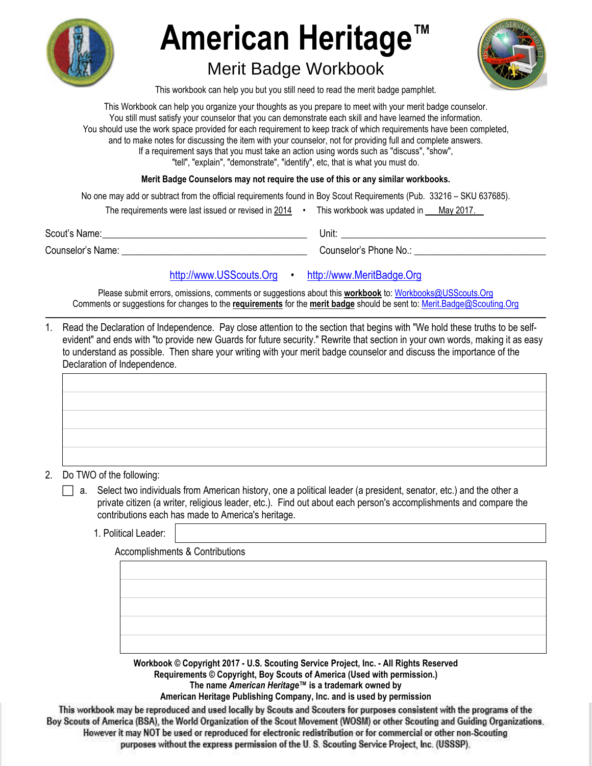# American Heritage™

## Merit Badge Workbook

This workbook can help you but you still need to read the merit badge pamphlet.

This Workbook can help you organize your thoughts as you prepare to meet with your merit badge counselor. You still must satisfy your counselor that you can demonstrate each skill and have learned the information. You should use the work space provided for each requirement to keep track of which requirements have been completed, and to make notes for discussing the item with your counselor, not for providing full and complete answers. If a requirement says that you must take an action using words such as "discuss", "show", "tell", "explain", "demonstrate", "identify", etc, that is what you must do.

**Merit Badge Counselors may not require the use of this or any similar workbooks.**

No one may add or subtract from the official requirements found in Boy Scout Requirements (Pub. 33216 – SKU 637685).

The requirements were last issued or revised in 2014 • This workbook was updated in May 2017.

Scout's Name: ________________________ Unit: ________________________

Counselor's Name: ________________________ Counselor's Phone No.: ________________________

http://www.USScouts.Org • http://www.MeritBadge.Org

Please submit errors, omissions, comments or suggestions about this **workbook** to: Workbooks@USScouts.Org
Comments or suggestions for changes to the **requirements** for the **merit badge** should be sent to: Merit.Badge@Scouting.Org

---

1. Read the Declaration of Independence. Pay close attention to the section that begins with "We hold these truths to be self-evident" and ends with "to provide new Guards for future security." Rewrite that section in your own words, making it as easy to understand as possible. Then share your writing with your merit badge counselor and discuss the importance of the Declaration of Independence.

2. Do TWO of the following:

   - [ ] a. Select two individuals from American history, one a political leader (a president, senator, etc.) and the other a private citizen (a writer, religious leader, etc.). Find out about each person's accomplishments and compare the contributions each has made to America's heritage.

     1. Political Leader: ________________________

     Accomplishments & Contributions

**Workbook © Copyright 2017 - U.S. Scouting Service Project, Inc. - All Rights Reserved**
**Requirements © Copyright, Boy Scouts of America (Used with permission.)**
**The name *American Heritage*™ is a trademark owned by**
**American Heritage Publishing Company, Inc. and is used by permission**

This workbook may be reproduced and used locally by Scouts and Scouters for purposes consistent with the programs of the Boy Scouts of America (BSA), the World Organization of the Scout Movement (WOSM) or other Scouting and Guiding Organizations. However it may NOT be used or reproduced for electronic redistribution or for commercial or other non-Scouting purposes without the express permission of the U. S. Scouting Service Project, Inc. (USSSP).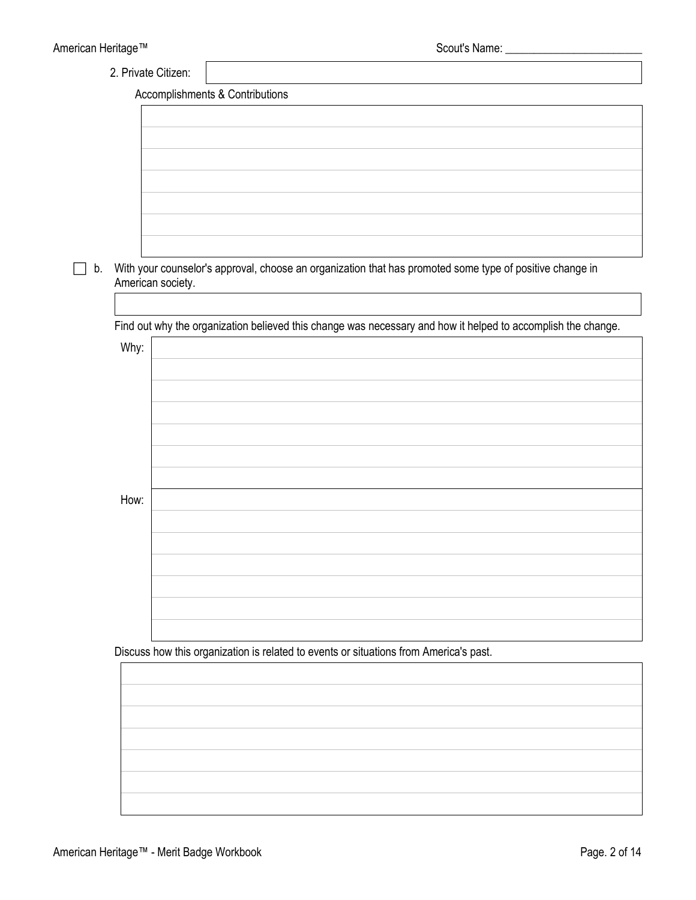2. Private Citizen:

Accomplishments & Contributions

☐ b. With your counselor's approval, choose an organization that has promoted some type of positive change in American society.

Find out why the organization believed this change was necessary and how it helped to accomplish the change.

Why:

How:

Discuss how this organization is related to events or situations from America's past.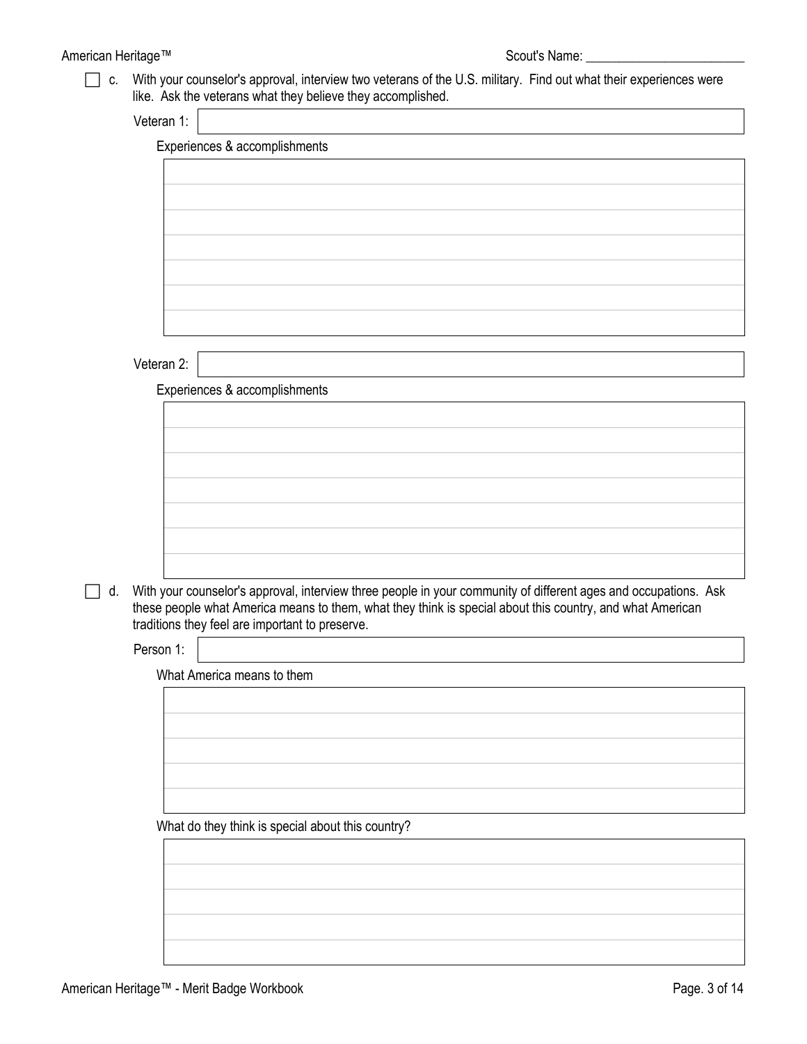- [ ] c. With your counselor's approval, interview two veterans of the U.S. military. Find out what their experiences were like. Ask the veterans what they believe they accomplished.

Veteran 1: \_\_\_\_\_\_\_\_\_\_\_\_\_\_\_\_\_\_\_\_

Experiences & accomplishments

Veteran 2: \_\_\_\_\_\_\_\_\_\_\_\_\_\_\_\_\_\_\_\_

Experiences & accomplishments

- [ ] d. With your counselor's approval, interview three people in your community of different ages and occupations. Ask these people what America means to them, what they think is special about this country, and what American traditions they feel are important to preserve.

Person 1: \_\_\_\_\_\_\_\_\_\_\_\_\_\_\_\_\_\_\_\_

What America means to them

What do they think is special about this country?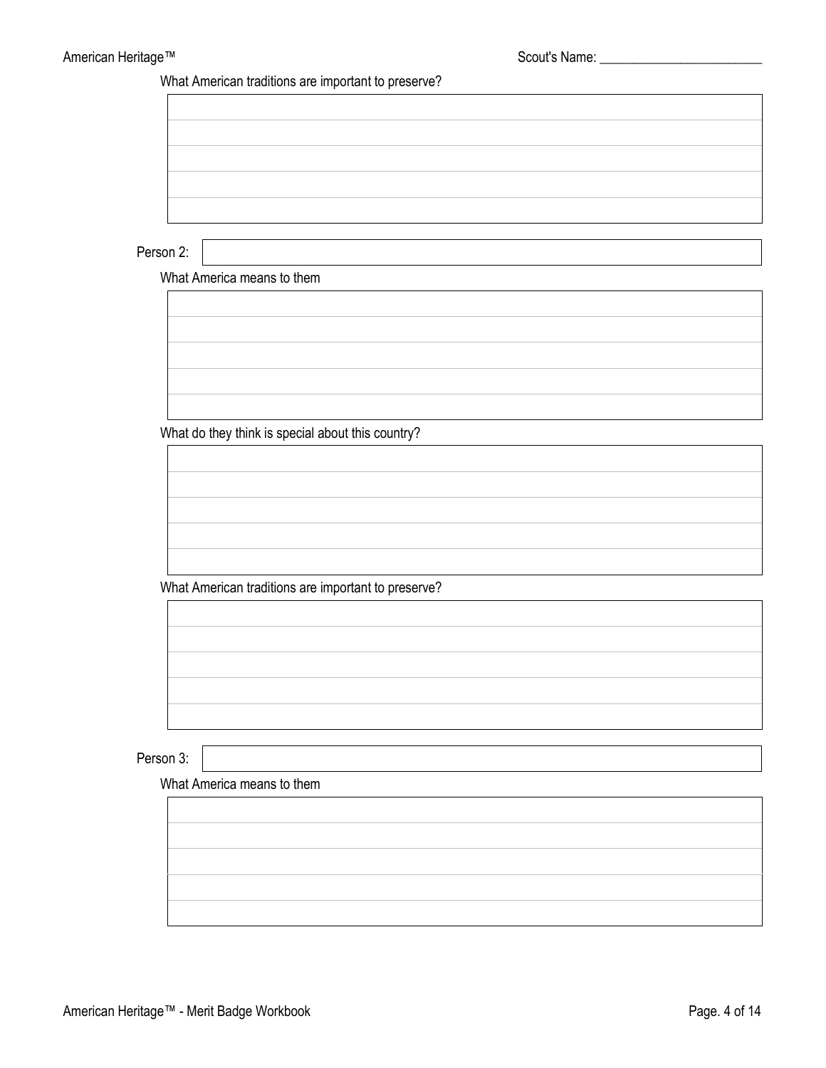What American traditions are important to preserve?

Person 2:

What America means to them

What do they think is special about this country?

What American traditions are important to preserve?

Person 3:

What America means to them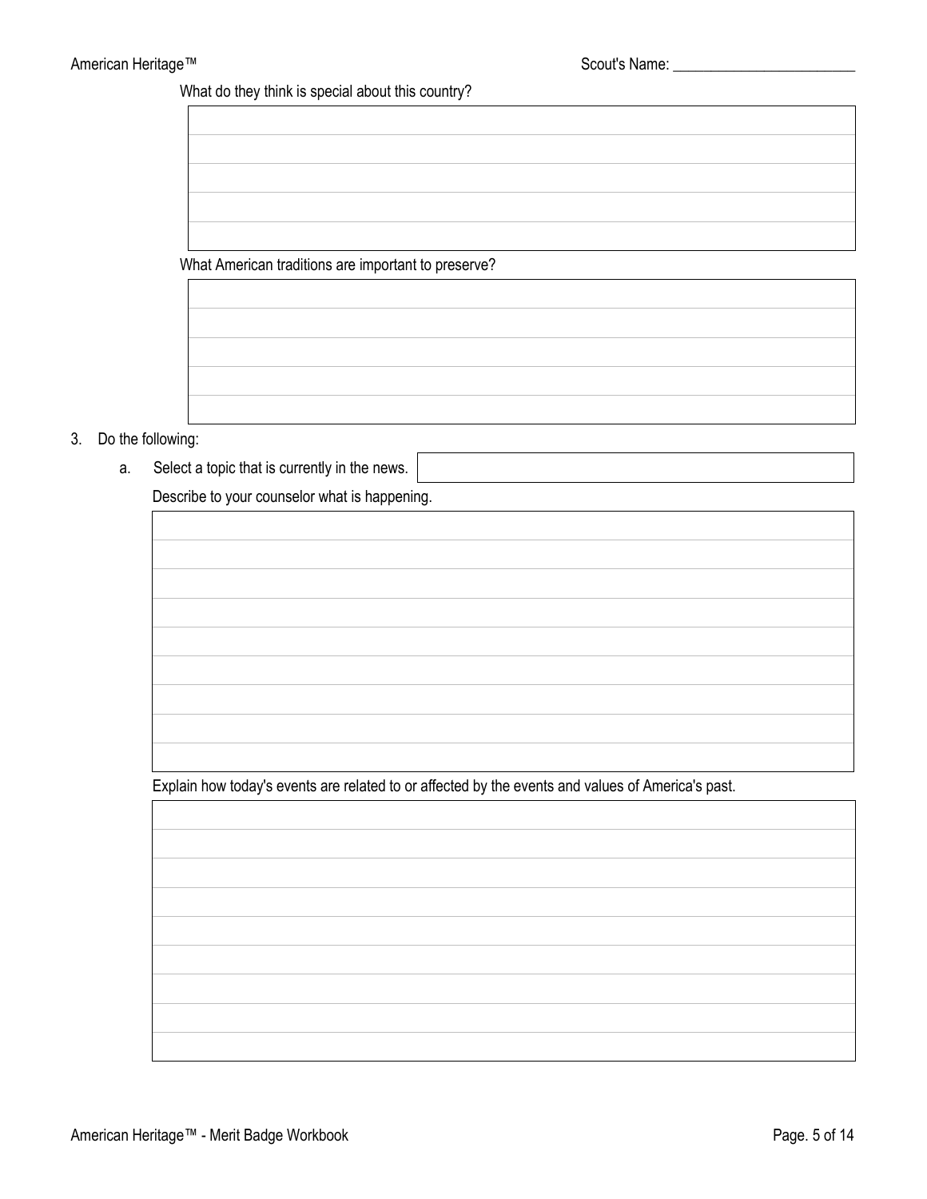What do they think is special about this country?

What American traditions are important to preserve?

3. Do the following:

   a. Select a topic that is currently in the news.

   Describe to your counselor what is happening.

   Explain how today's events are related to or affected by the events and values of America's past.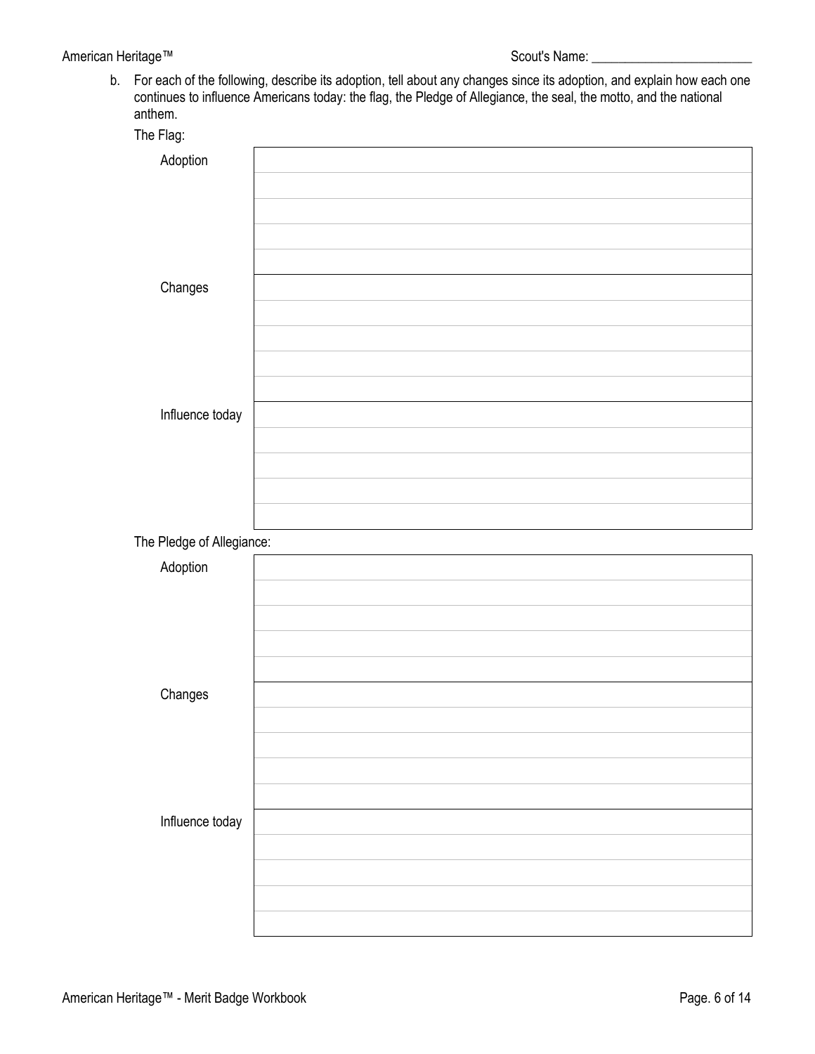Scout's Name: ________________________

b. For each of the following, describe its adoption, tell about any changes since its adoption, and explain how each one continues to influence Americans today: the flag, the Pledge of Allegiance, the seal, the motto, and the national anthem.

The Flag:

| | |
|---|---|
| Adoption | |
| Changes | |
| Influence today | |

The Pledge of Allegiance:

| | |
|---|---|
| Adoption | |
| Changes | |
| Influence today | |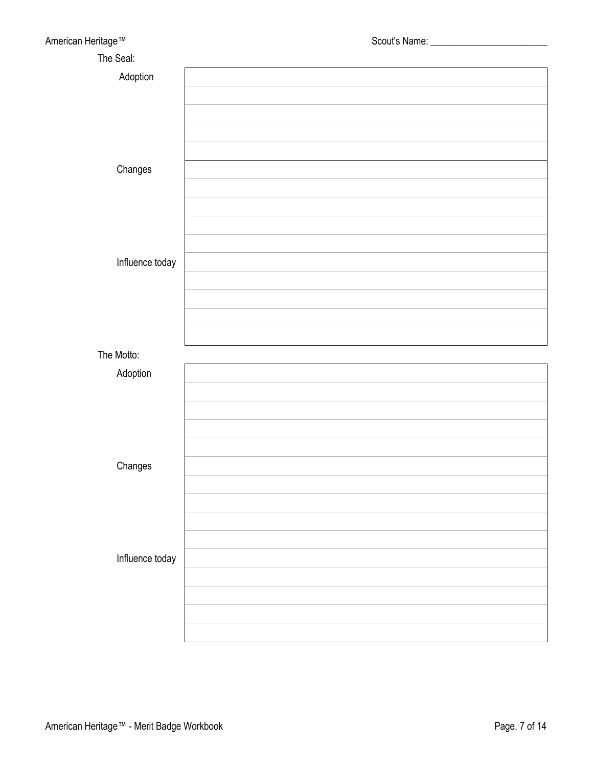Scout's Name: ________________________

The Seal:

| | |
|---|---|
| Adoption | |
| Changes | |
| Influence today | |

The Motto:

| | |
|---|---|
| Adoption | |
| Changes | |
| Influence today | |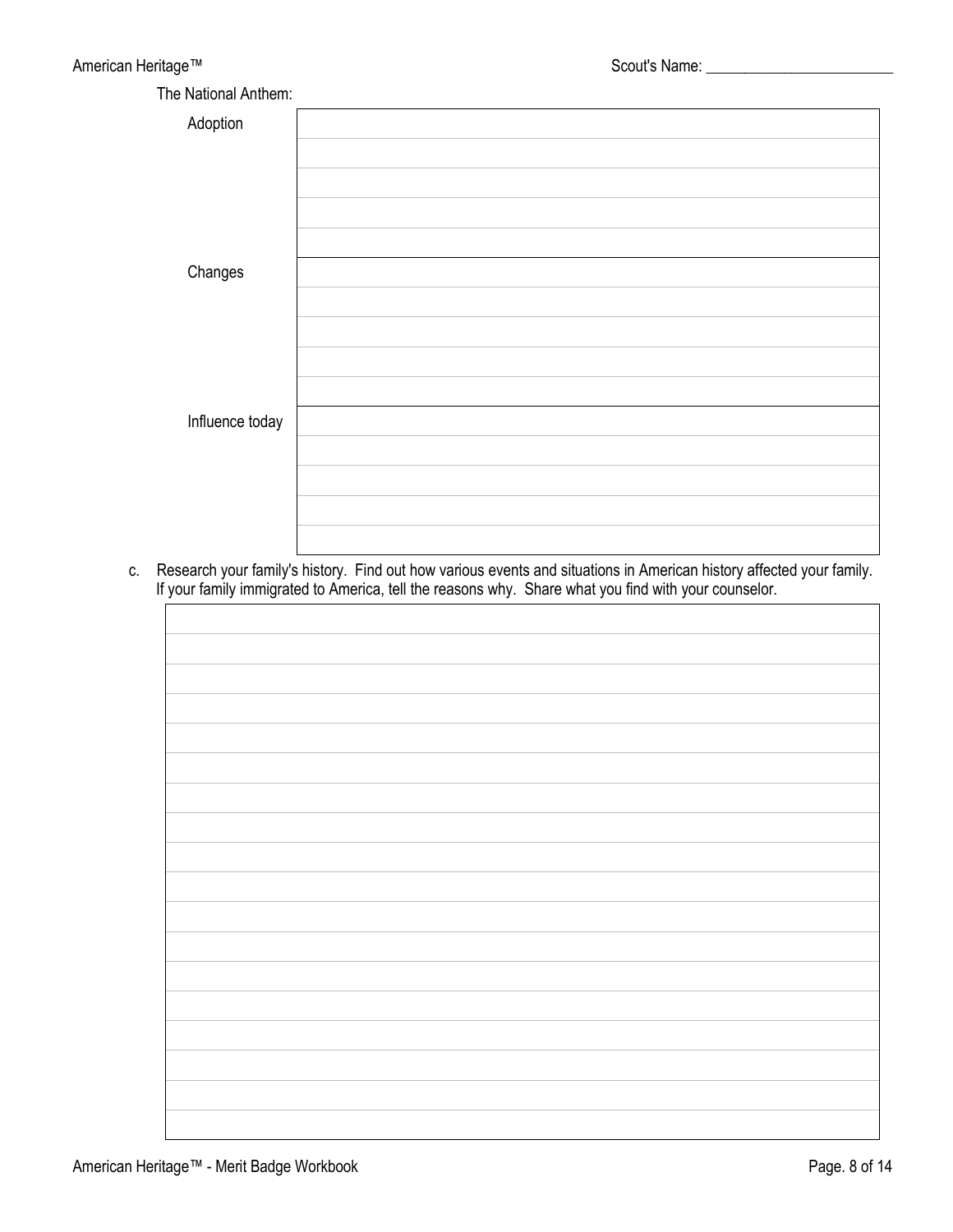The National Anthem:

| | |
|---|---|
| Adoption | |
| | |
| | |
| | |
| | |
| Changes | |
| | |
| | |
| | |
| | |
| Influence today | |
| | |
| | |
| | |
| | |

c. Research your family's history. Find out how various events and situations in American history affected your family. If your family immigrated to America, tell the reasons why. Share what you find with your counselor.

| |
|---|
| |
| |
| |
| |
| |
| |
| |
| |
| |
| |
| |
| |
| |
| |
| |
| |
| |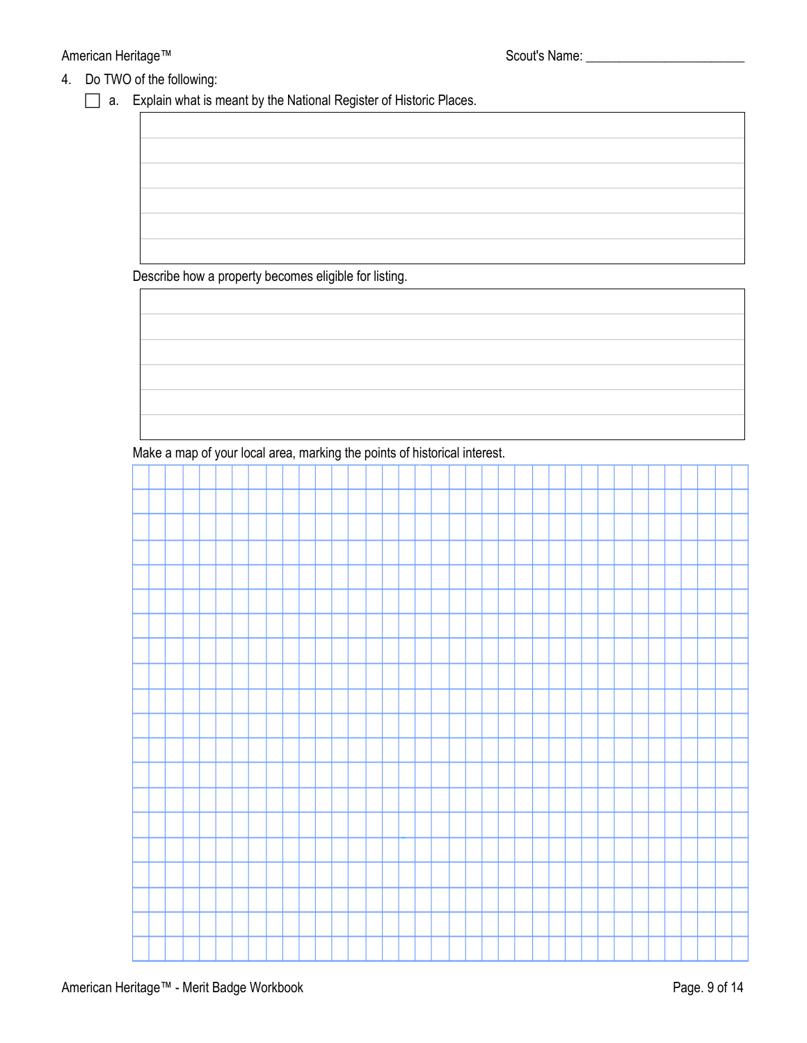4. Do TWO of the following:

   - [ ] a. Explain what is meant by the National Register of Historic Places.

     Describe how a property becomes eligible for listing.

     Make a map of your local area, marking the points of historical interest.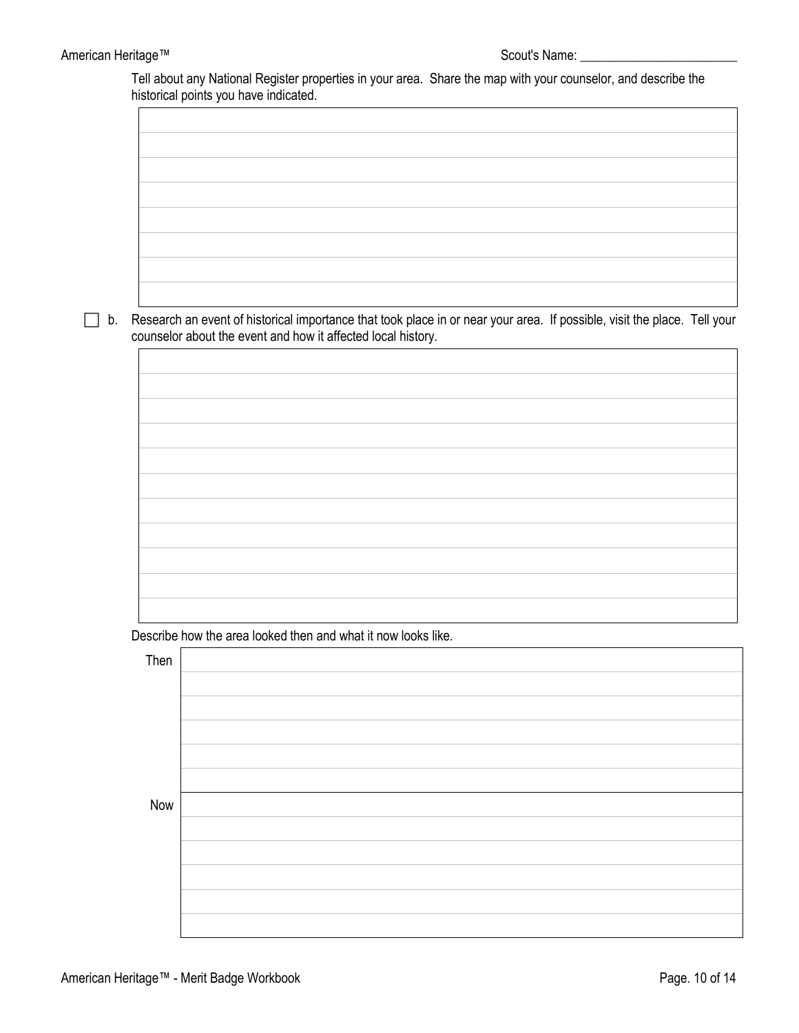Tell about any National Register properties in your area. Share the map with your counselor, and describe the historical points you have indicated.

| |
|---|
| |
| |
| |
| |
| |
| |
| |

- [ ] b. Research an event of historical importance that took place in or near your area. If possible, visit the place. Tell your counselor about the event and how it affected local history.

| |
|---|
| |
| |
| |
| |
| |
| |
| |
| |
| |
| |

Describe how the area looked then and what it now looks like.

| | |
|---|---|
| Then | |
| | |
| | |
| | |
| | |
| | |
| Now | |
| | |
| | |
| | |
| | |
| | |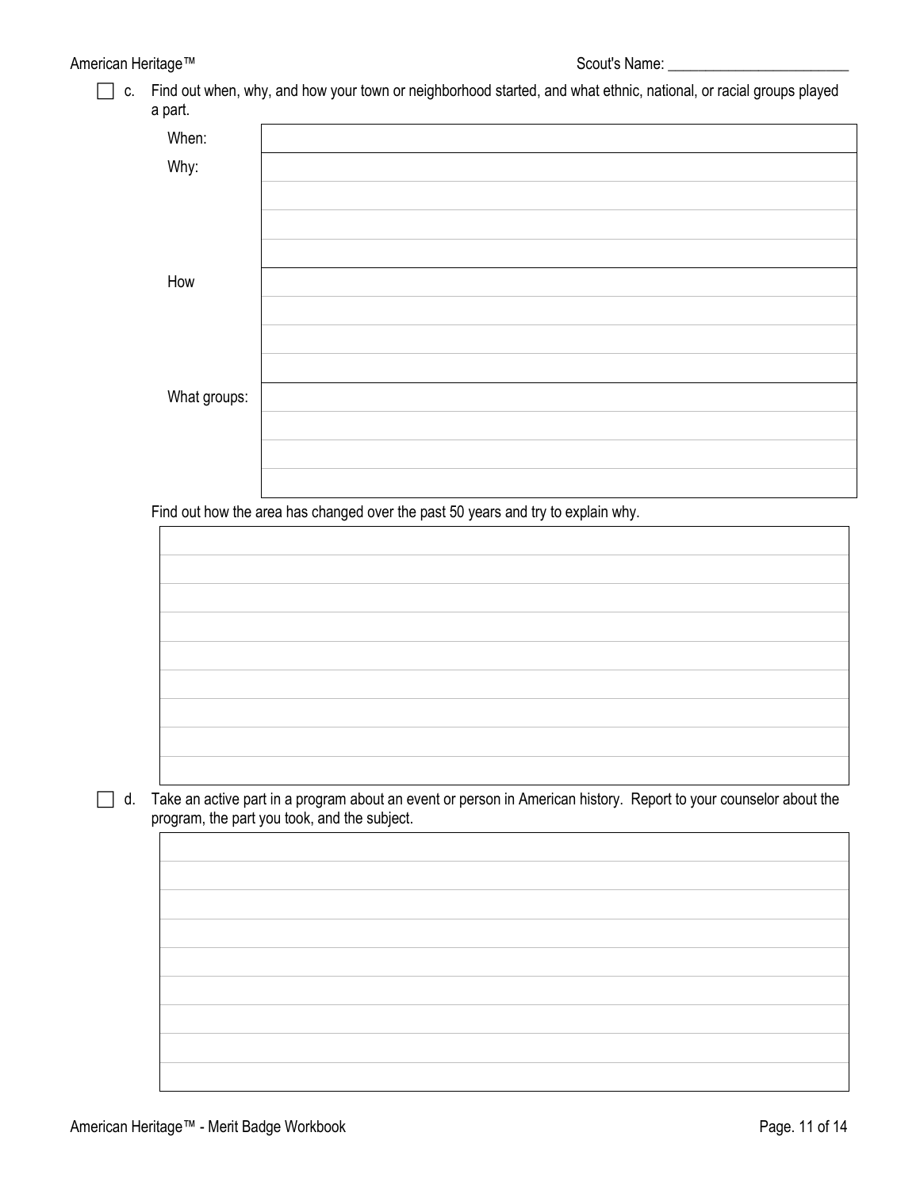- [ ] c. Find out when, why, and how your town or neighborhood started, and what ethnic, national, or racial groups played a part.

| | |
|---|---|
| When: | |
| Why: | |
| How | |
| What groups: | |

Find out how the area has changed over the past 50 years and try to explain why.

- [ ] d. Take an active part in a program about an event or person in American history. Report to your counselor about the program, the part you took, and the subject.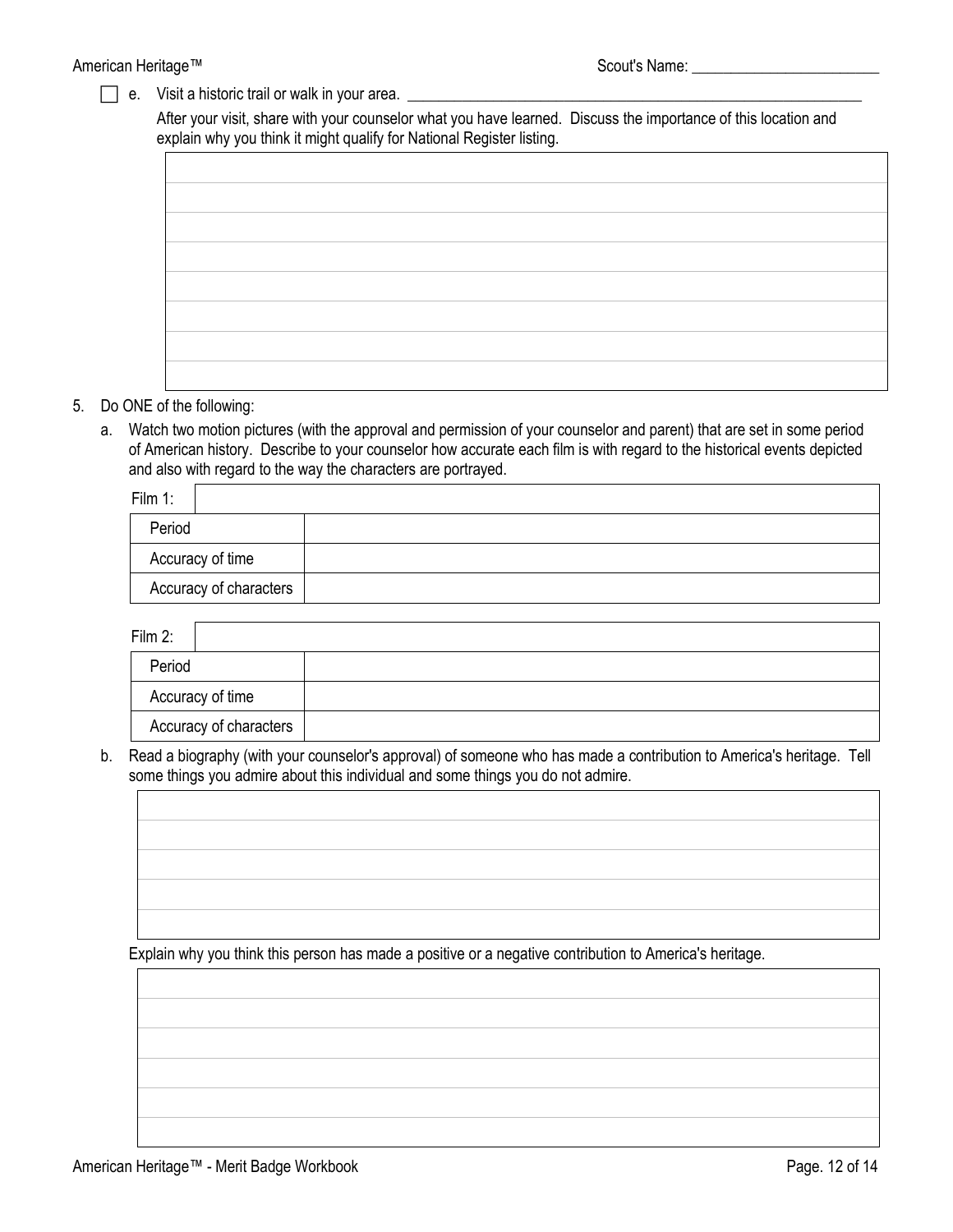- [ ] e. Visit a historic trail or walk in your area. ________________________________________

  After your visit, share with your counselor what you have learned. Discuss the importance of this location and explain why you think it might qualify for National Register listing.

5. Do ONE of the following:

   a. Watch two motion pictures (with the approval and permission of your counselor and parent) that are set in some period of American history. Describe to your counselor how accurate each film is with regard to the historical events depicted and also with regard to the way the characters are portrayed.

| Film 1: | |
|---|---|
| Period | |
| Accuracy of time | |
| Accuracy of characters | |

| Film 2: | |
|---|---|
| Period | |
| Accuracy of time | |
| Accuracy of characters | |

   b. Read a biography (with your counselor's approval) of someone who has made a contribution to America's heritage. Tell some things you admire about this individual and some things you do not admire.

   Explain why you think this person has made a positive or a negative contribution to America's heritage.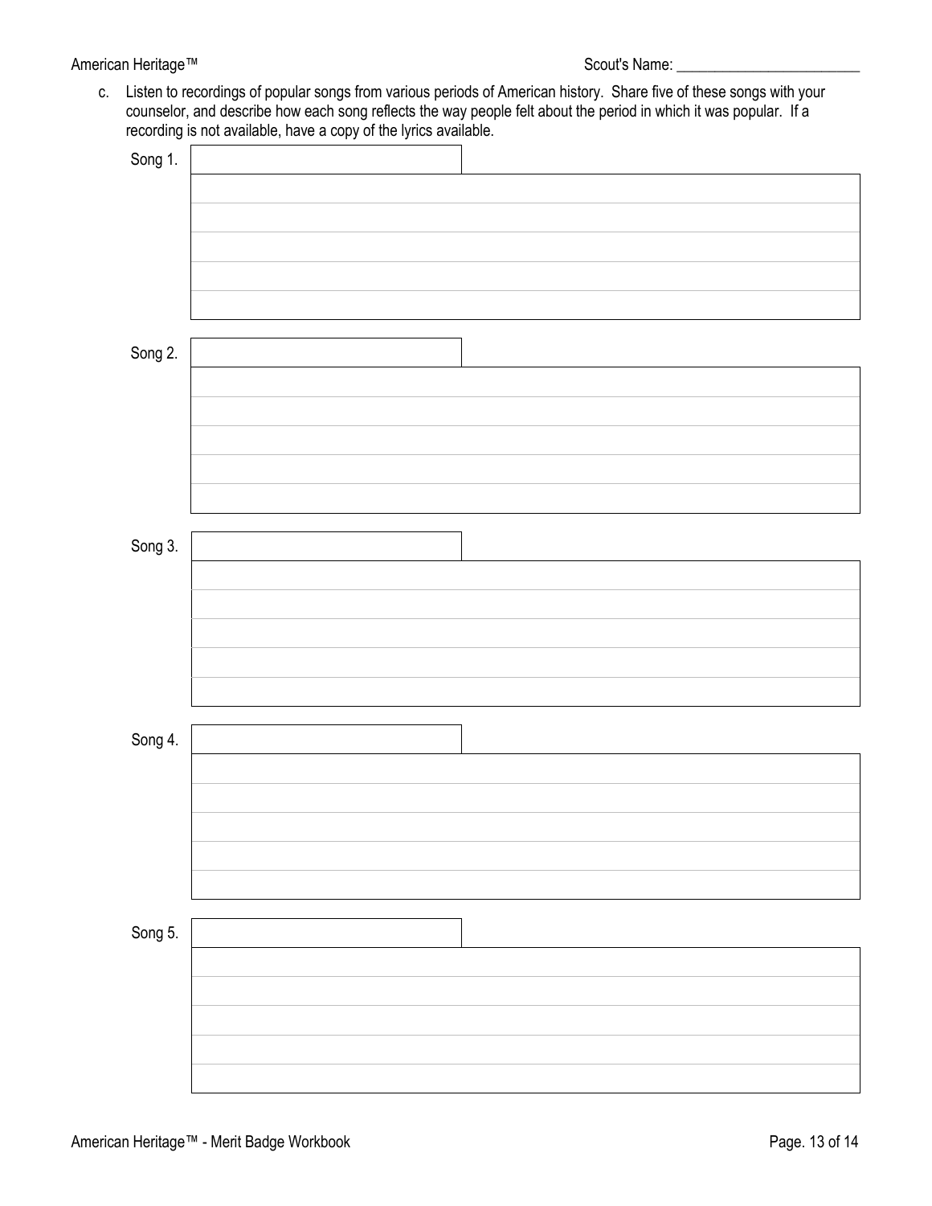Scout's Name: ________________________

c. Listen to recordings of popular songs from various periods of American history. Share five of these songs with your counselor, and describe how each song reflects the way people felt about the period in which it was popular. If a recording is not available, have a copy of the lyrics available.

Song 1. ________________________

______________________________________________
______________________________________________
______________________________________________
______________________________________________
______________________________________________

Song 2. ________________________

______________________________________________
______________________________________________
______________________________________________
______________________________________________
______________________________________________

Song 3. ________________________

______________________________________________
______________________________________________
______________________________________________
______________________________________________
______________________________________________

Song 4. ________________________

______________________________________________
______________________________________________
______________________________________________
______________________________________________
______________________________________________

Song 5. ________________________

______________________________________________
______________________________________________
______________________________________________
______________________________________________
______________________________________________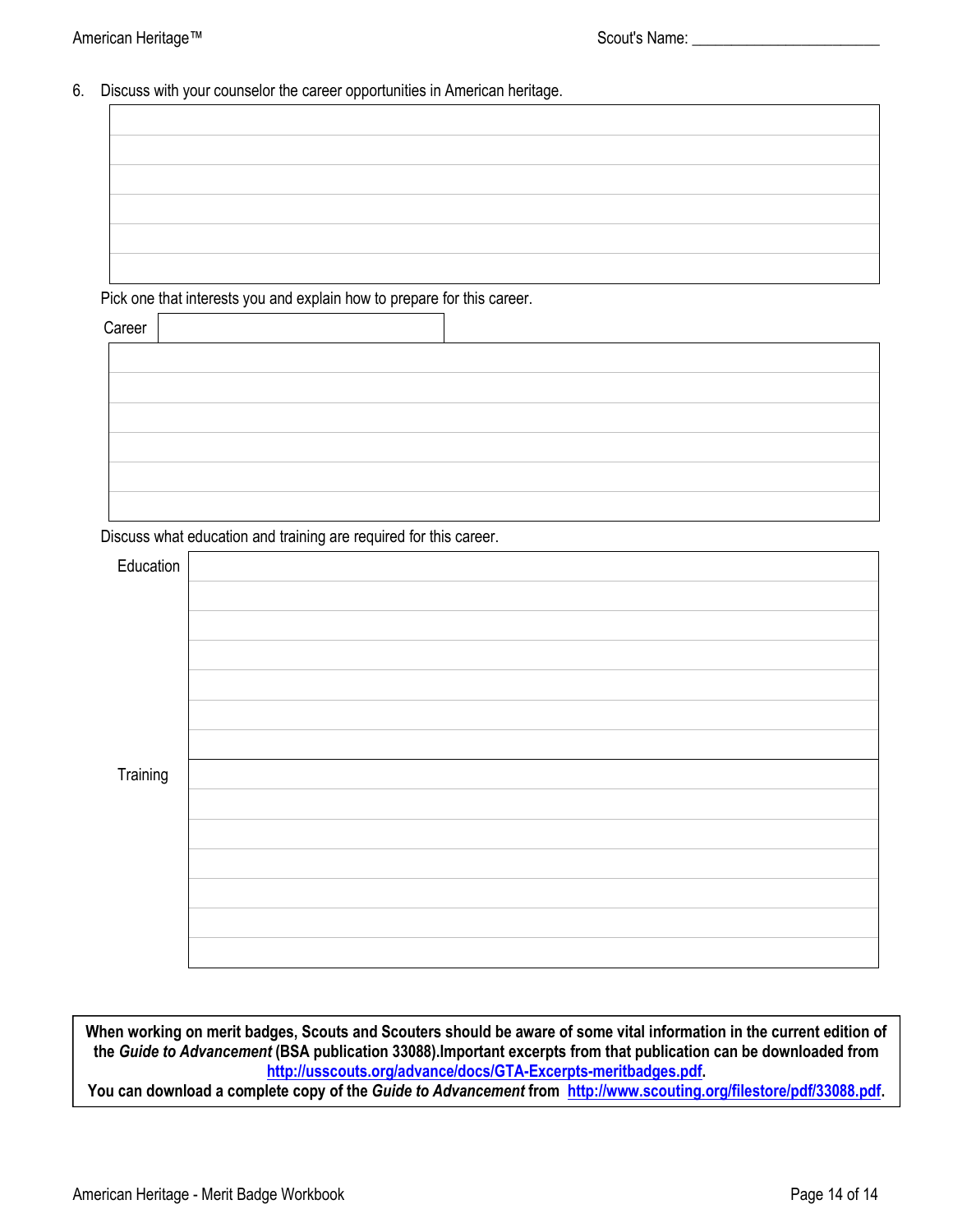6. Discuss with your counselor the career opportunities in American heritage.

Pick one that interests you and explain how to prepare for this career.

Career

Discuss what education and training are required for this career.

Education

Training

**When working on merit badges, Scouts and Scouters should be aware of some vital information in the current edition of the *Guide to Advancement* (BSA publication 33088).Important excerpts from that publication can be downloaded from http://usscouts.org/advance/docs/GTA-Excerpts-meritbadges.pdf.**
**You can download a complete copy of the *Guide to Advancement* from http://www.scouting.org/filestore/pdf/33088.pdf.**